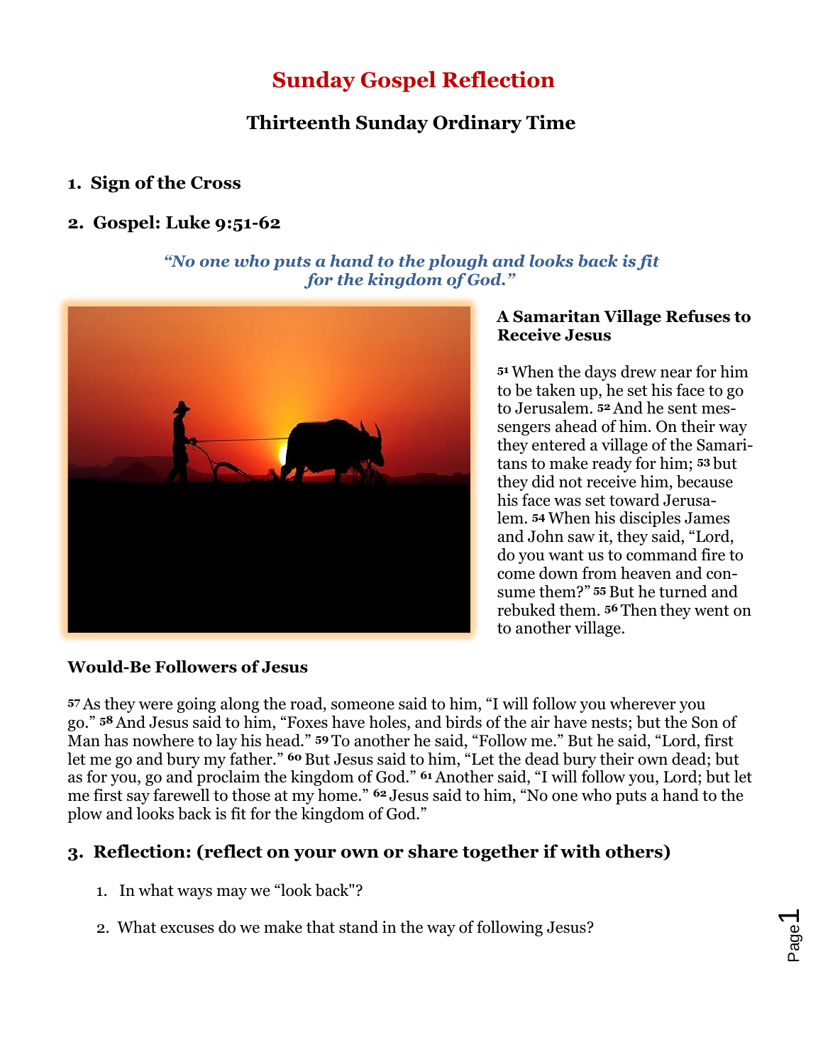# Sunday Gospel Reflection

## Thirteenth Sunday Ordinary Time

### 1. Sign of the Cross

### 2. Gospel: Luke 9:51-62

***"No one who puts a hand to the plough and looks back is fit for the kingdom of God."***

**A Samaritan Village Refuses to Receive Jesus**

[51] When the days drew near for him to be taken up, he set his face to go to Jerusalem. [52] And he sent messengers ahead of him. On their way they entered a village of the Samaritans to make ready for him; [53] but they did not receive him, because his face was set toward Jerusalem. [54] When his disciples James and John saw it, they said, "Lord, do you want us to command fire to come down from heaven and consume them?" [55] But he turned and rebuked them. [56] Then they went on to another village.

**Would-Be Followers of Jesus**

[57] As they were going along the road, someone said to him, "I will follow you wherever you go." [58] And Jesus said to him, "Foxes have holes, and birds of the air have nests; but the Son of Man has nowhere to lay his head." [59] To another he said, "Follow me." But he said, "Lord, first let me go and bury my father." [60] But Jesus said to him, "Let the dead bury their own dead; but as for you, go and proclaim the kingdom of God." [61] Another said, "I will follow you, Lord; but let me first say farewell to those at my home." [62] Jesus said to him, "No one who puts a hand to the plow and looks back is fit for the kingdom of God."

### 3. Reflection: (reflect on your own or share together if with others)

1. In what ways may we "look back"?
2. What excuses do we make that stand in the way of following Jesus?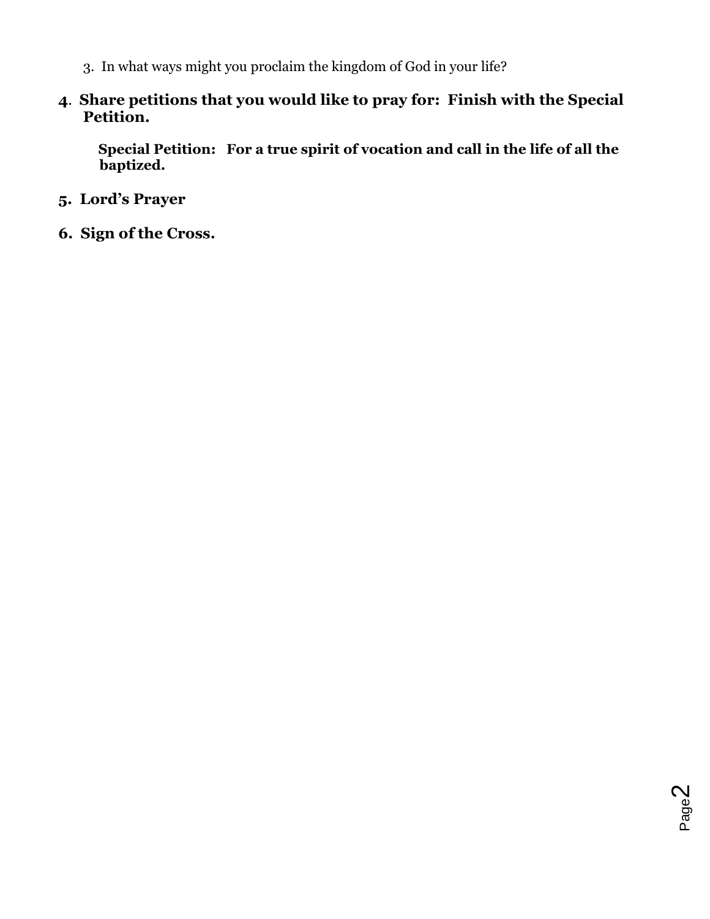3. In what ways might you proclaim the kingdom of God in your life?

**4. Share petitions that you would like to pray for: Finish with the Special Petition.**

**Special Petition: For a true spirit of vocation and call in the life of all the baptized.**

**5. Lord's Prayer**

**6. Sign of the Cross.**